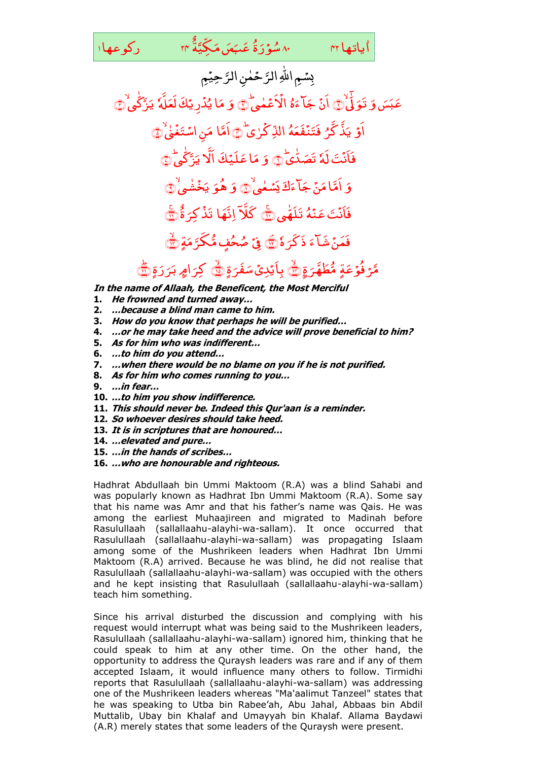آياتها ٤٢ ٨٠ سُوْرَةُ عَبَسَ مَكِّيَّةٌ ٢٤ ركوعها ١

بِسْمِ اللّٰهِ الرَّحْمٰنِ الرَّحِيْمِ

عَبَسَ وَ تَوَلّٰۤىۙ۝۱ اَنْ جَآءَهُ الْاَعْمٰىؕ۝۲ وَ مَا يُدْرِيْكَ لَعَلَّهٗ يَزَّكّٰۤىۙ۝۳

اَوْ يَذَّكَّرُ فَتَنْفَعَهُ الذِّكْرٰىؕ۝۴ اَمَّا مَنِ اسْتَغْنٰىۙ۝۵

فَاَنْتَ لَهٗ تَصَدّٰىؕ۝۶ وَ مَا عَلَيْكَ اَلَّا يَزَّكّٰىؕ۝۷

وَ اَمَّا مَنْ جَآءَكَ يَسْعٰىۙ۝۸ وَ هُوَ يَخْشٰىۙ۝۹

فَاَنْتَ عَنْهُ تَلَهّٰىۚ۝۱۰ كَلَّاۤ اِنَّهَا تَذْكِرَةٌۚ۝۱۱

فَمَنْ شَآءَ ذَكَرَهٗۘ۝۱۲ فِيْ صُحُفٍ مُّكَرَّمَةٍۙ۝۱۳

مَّرْفُوْعَةٍ مُّطَهَّرَةٍۭۙ۝۱۴ بِاَيْدِيْ سَفَرَةٍۙ۝۱۵ كِرَامٍۭ بَرَرَةٍؕ۝۱۶

***In the name of Allaah, the Beneficent, the Most Merciful***

1. ***He frowned and turned away...***
2. ***...because a blind man came to him.***
3. ***How do you know that perhaps he will be purified...***
4. ***...or he may take heed and the advice will prove beneficial to him?***
5. ***As for him who was indifferent...***
6. ***...to him do you attend...***
7. ***...when there would be no blame on you if he is not purified.***
8. ***As for him who comes running to you...***
9. ***...in fear...***
10. ***...to him you show indifference.***
11. ***This should never be. Indeed this Qur'aan is a reminder.***
12. ***So whoever desires should take heed.***
13. ***It is in scriptures that are honoured...***
14. ***...elevated and pure...***
15. ***...in the hands of scribes...***
16. ***...who are honourable and righteous.***

Hadhrat Abdullaah bin Ummi Maktoom (R.A) was a blind Sahabi and was popularly known as Hadhrat Ibn Ummi Maktoom (R.A). Some say that his name was Amr and that his father's name was Qais. He was among the earliest Muhaajireen and migrated to Madinah before Rasulullaah (sallallaahu-alayhi-wa-sallam). It once occurred that Rasulullaah (sallallaahu-alayhi-wa-sallam) was propagating Islaam among some of the Mushrikeen leaders when Hadhrat Ibn Ummi Maktoom (R.A) arrived. Because he was blind, he did not realise that Rasulullaah (sallallaahu-alayhi-wa-sallam) was occupied with the others and he kept insisting that Rasulullaah (sallallaahu-alayhi-wa-sallam) teach him something.

Since his arrival disturbed the discussion and complying with his request would interrupt what was being said to the Mushrikeen leaders, Rasulullaah (sallallaahu-alayhi-wa-sallam) ignored him, thinking that he could speak to him at any other time. On the other hand, the opportunity to address the Quraysh leaders was rare and if any of them accepted Islaam, it would influence many others to follow. Tirmidhi reports that Rasulullaah (sallallaahu-alayhi-wa-sallam) was addressing one of the Mushrikeen leaders whereas "Ma'aalimut Tanzeel" states that he was speaking to Utba bin Rabee'ah, Abu Jahal, Abbaas bin Abdil Muttalib, Ubay bin Khalaf and Umayyah bin Khalaf. Allama Baydawi (A.R) merely states that some leaders of the Quraysh were present.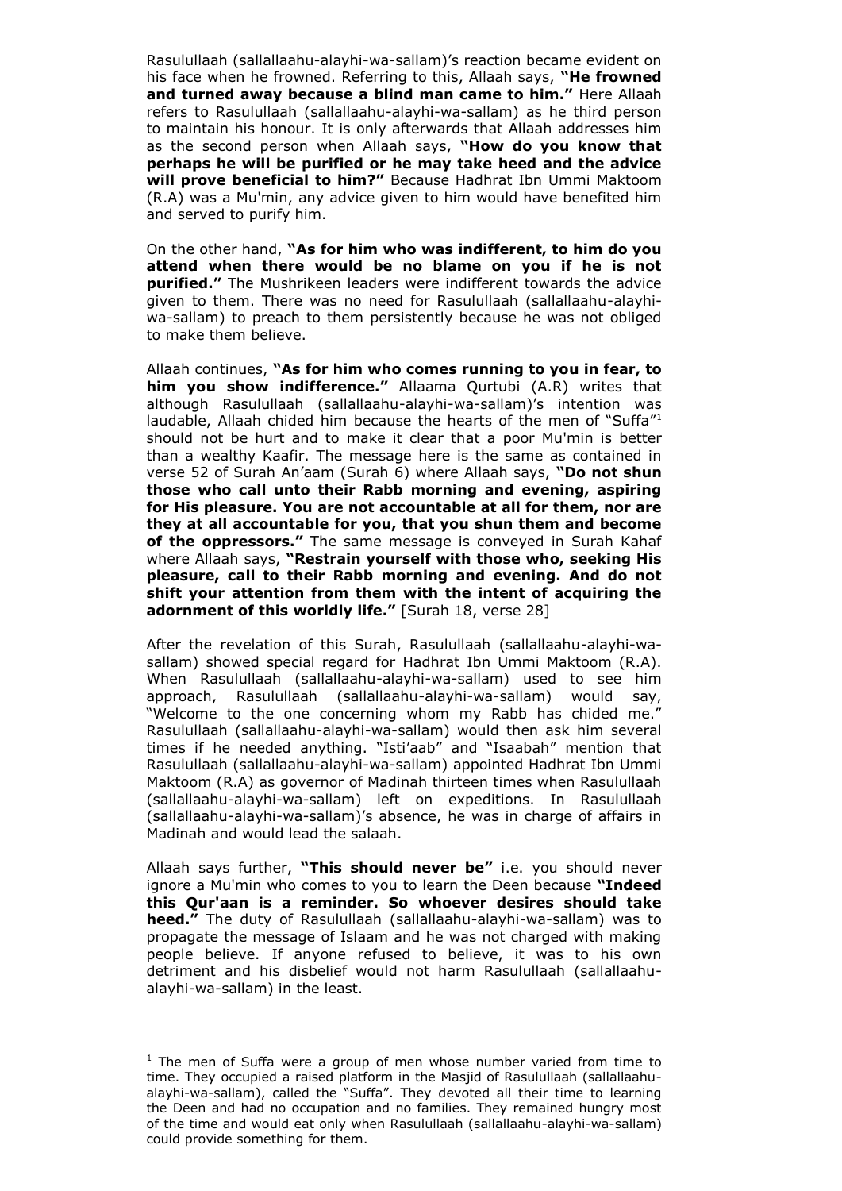Rasulullaah (sallallaahu-alayhi-wa-sallam)'s reaction became evident on his face when he frowned. Referring to this, Allaah says, **"He frowned and turned away because a blind man came to him."** Here Allaah refers to Rasulullaah (sallallaahu-alayhi-wa-sallam) as he third person to maintain his honour. It is only afterwards that Allaah addresses him as the second person when Allaah says, **"How do you know that perhaps he will be purified or he may take heed and the advice will prove beneficial to him?"** Because Hadhrat Ibn Ummi Maktoom (R.A) was a Mu'min, any advice given to him would have benefited him and served to purify him.

On the other hand, **"As for him who was indifferent, to him do you attend when there would be no blame on you if he is not purified."** The Mushrikeen leaders were indifferent towards the advice given to them. There was no need for Rasulullaah (sallallaahu-alayhi-wa-sallam) to preach to them persistently because he was not obliged to make them believe.

Allaah continues, **"As for him who comes running to you in fear, to him you show indifference."** Allaama Qurtubi (A.R) writes that although Rasulullaah (sallallaahu-alayhi-wa-sallam)'s intention was laudable, Allaah chided him because the hearts of the men of "Suffa"[1] should not be hurt and to make it clear that a poor Mu'min is better than a wealthy Kaafir. The message here is the same as contained in verse 52 of Surah An'aam (Surah 6) where Allaah says, **"Do not shun those who call unto their Rabb morning and evening, aspiring for His pleasure. You are not accountable at all for them, nor are they at all accountable for you, that you shun them and become of the oppressors."** The same message is conveyed in Surah Kahaf where Allaah says, **"Restrain yourself with those who, seeking His pleasure, call to their Rabb morning and evening. And do not shift your attention from them with the intent of acquiring the adornment of this worldly life."** [Surah 18, verse 28]

After the revelation of this Surah, Rasulullaah (sallallaahu-alayhi-wa-sallam) showed special regard for Hadhrat Ibn Ummi Maktoom (R.A). When Rasulullaah (sallallaahu-alayhi-wa-sallam) used to see him approach, Rasulullaah (sallallaahu-alayhi-wa-sallam) would say, "Welcome to the one concerning whom my Rabb has chided me." Rasulullaah (sallallaahu-alayhi-wa-sallam) would then ask him several times if he needed anything. "Isti'aab" and "Isaabah" mention that Rasulullaah (sallallaahu-alayhi-wa-sallam) appointed Hadhrat Ibn Ummi Maktoom (R.A) as governor of Madinah thirteen times when Rasulullaah (sallallaahu-alayhi-wa-sallam) left on expeditions. In Rasulullaah (sallallaahu-alayhi-wa-sallam)'s absence, he was in charge of affairs in Madinah and would lead the salaah.

Allaah says further, **"This should never be"** i.e. you should never ignore a Mu'min who comes to you to learn the Deen because **"Indeed this Qur'aan is a reminder. So whoever desires should take heed."** The duty of Rasulullaah (sallallaahu-alayhi-wa-sallam) was to propagate the message of Islaam and he was not charged with making people believe. If anyone refused to believe, it was to his own detriment and his disbelief would not harm Rasulullaah (sallallaahu-alayhi-wa-sallam) in the least.

---

[1] The men of Suffa were a group of men whose number varied from time to time. They occupied a raised platform in the Masjid of Rasulullaah (sallallaahu-alayhi-wa-sallam), called the "Suffa". They devoted all their time to learning the Deen and had no occupation and no families. They remained hungry most of the time and would eat only when Rasulullaah (sallallaahu-alayhi-wa-sallam) could provide something for them.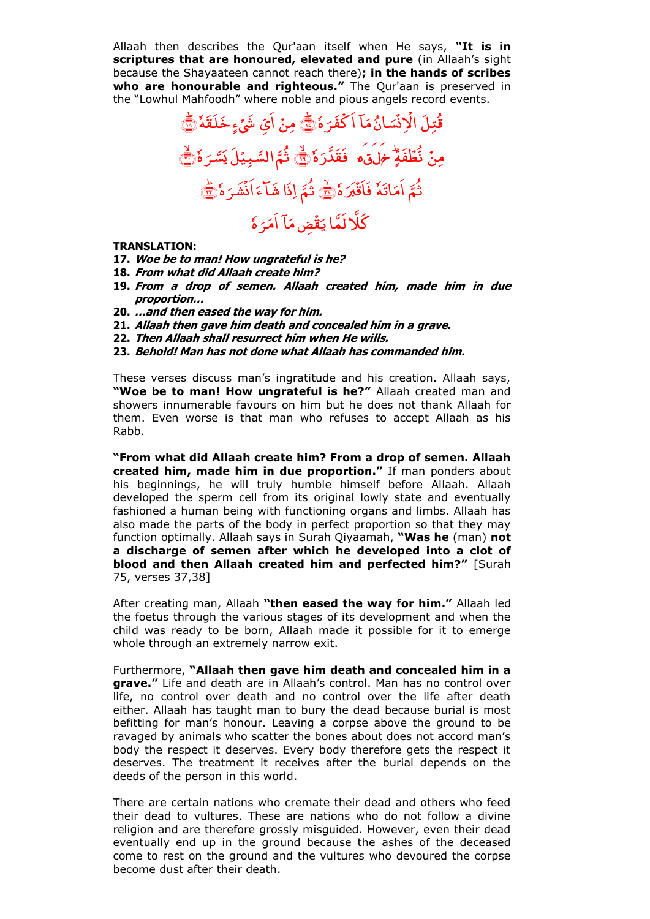Allaah then describes the Qur'aan itself when He says, **"It is in scriptures that are honoured, elevated and pure** (in Allaah's sight because the Shayaateen cannot reach there)**; in the hands of scribes who are honourable and righteous."** The Qur'aan is preserved in the "Lowhul Mahfoodh" where noble and pious angels record events.

قُتِلَ الْاِنْسَانُ مَآ اَكْفَرَهٗ ﴿١٧﴾ مِنْ اَيِّ شَيْءٍ خَلَقَهٗ ﴿١٨﴾

مِنْ نُّطْفَةٍ خَلَقَهٗ فَقَدَّرَهٗ ﴿١٩﴾ ثُمَّ السَّبِيْلَ يَسَّرَهٗ ﴿٢٠﴾

ثُمَّ اَمَاتَهٗ فَاَقْبَرَهٗ ﴿٢١﴾ ثُمَّ اِذَا شَآءَ اَنْشَرَهٗ ﴿٢٢﴾

كَلَّا لَمَّا يَقْضِ مَآ اَمَرَهٗ

**TRANSLATION:**

17. ***Woe be to man! How ungrateful is he?***
18. ***From what did Allaah create him?***
19. ***From a drop of semen. Allaah created him, made him in due proportion…***
20. ***…and then eased the way for him.***
21. ***Allaah then gave him death and concealed him in a grave.***
22. ***Then Allaah shall resurrect him when He wills.***
23. ***Behold! Man has not done what Allaah has commanded him.***

These verses discuss man's ingratitude and his creation. Allaah says, **"Woe be to man! How ungrateful is he?"** Allaah created man and showers innumerable favours on him but he does not thank Allaah for them. Even worse is that man who refuses to accept Allaah as his Rabb.

**"From what did Allaah create him? From a drop of semen. Allaah created him, made him in due proportion."** If man ponders about his beginnings, he will truly humble himself before Allaah. Allaah developed the sperm cell from its original lowly state and eventually fashioned a human being with functioning organs and limbs. Allaah has also made the parts of the body in perfect proportion so that they may function optimally. Allaah says in Surah Qiyaamah, **"Was he** (man) **not a discharge of semen after which he developed into a clot of blood and then Allaah created him and perfected him?"** [Surah 75, verses 37,38]

After creating man, Allaah **"then eased the way for him."** Allaah led the foetus through the various stages of its development and when the child was ready to be born, Allaah made it possible for it to emerge whole through an extremely narrow exit.

Furthermore, **"Allaah then gave him death and concealed him in a grave."** Life and death are in Allaah's control. Man has no control over life, no control over death and no control over the life after death either. Allaah has taught man to bury the dead because burial is most befitting for man's honour. Leaving a corpse above the ground to be ravaged by animals who scatter the bones about does not accord man's body the respect it deserves. Every body therefore gets the respect it deserves. The treatment it receives after the burial depends on the deeds of the person in this world.

There are certain nations who cremate their dead and others who feed their dead to vultures. These are nations who do not follow a divine religion and are therefore grossly misguided. However, even their dead eventually end up in the ground because the ashes of the deceased come to rest on the ground and the vultures who devoured the corpse become dust after their death.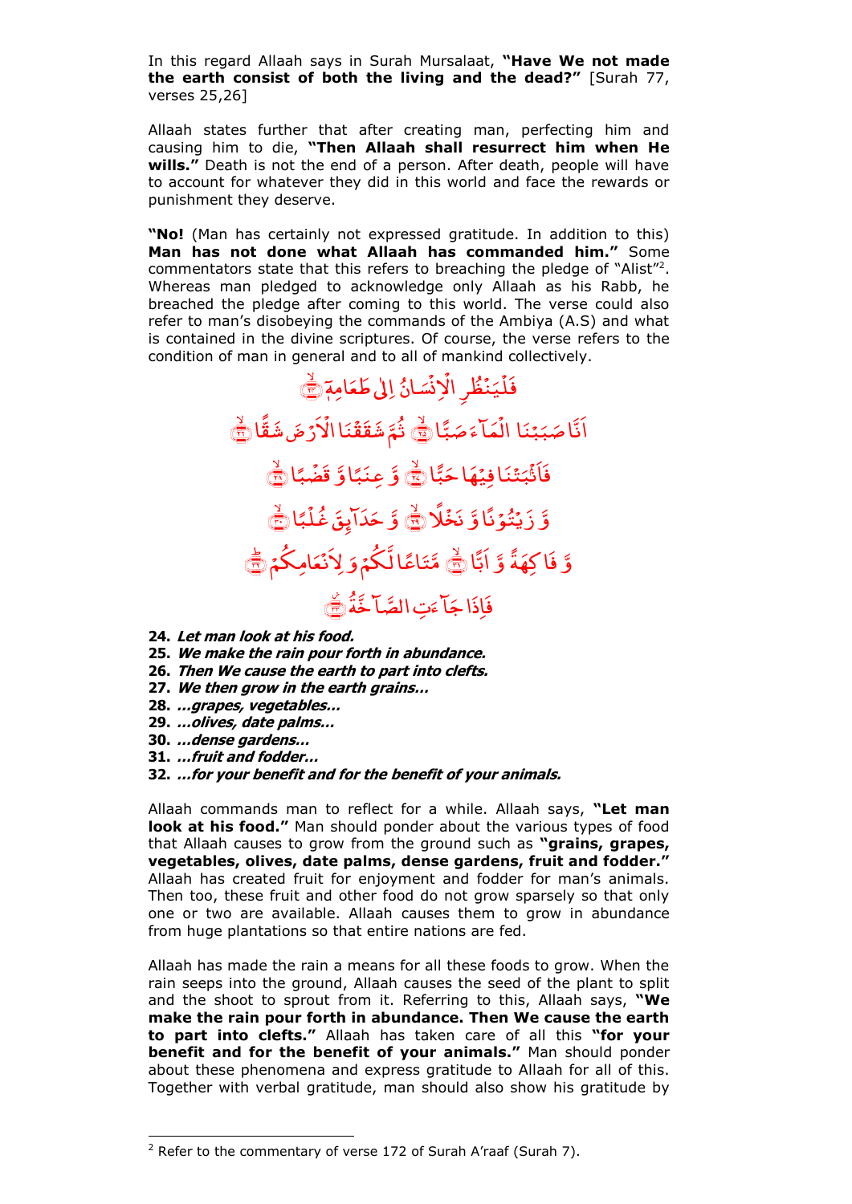In this regard Allaah says in Surah Mursalaat, **"Have We not made the earth consist of both the living and the dead?"** [Surah 77, verses 25,26]

Allaah states further that after creating man, perfecting him and causing him to die, **"Then Allaah shall resurrect him when He wills."** Death is not the end of a person. After death, people will have to account for whatever they did in this world and face the rewards or punishment they deserve.

**"No!** (Man has certainly not expressed gratitude. In addition to this) **Man has not done what Allaah has commanded him."** Some commentators state that this refers to breaching the pledge of "Alist"[2]. Whereas man pledged to acknowledge only Allaah as his Rabb, he breached the pledge after coming to this world. The verse could also refer to man's disobeying the commands of the Ambiya (A.S) and what is contained in the divine scriptures. Of course, the verse refers to the condition of man in general and to all of mankind collectively.

فَلْيَنْظُرِ الْاِنْسَانُ اِلٰى طَعَامِهٖٓ ﴿٢٤﴾

اَنَّا صَبَبْنَا الْمَآءَ صَبًّا ﴿٢٥﴾ ثُمَّ شَقَقْنَا الْاَرْضَ شَقًّا ﴿٢٦﴾

فَاَنْۢبَتْنَا فِيْهَا حَبًّا ﴿٢٧﴾ وَّ عِنَبًا وَّ قَضْبًا ﴿٢٨﴾

وَّ زَيْتُوْنًا وَّ نَخْلًا ﴿٢٩﴾ وَّ حَدَآئِقَ غُلْبًا ﴿٣٠﴾

وَّ فَاكِهَةً وَّ اَبًّا ﴿٣١﴾ مَّتَاعًا لَّكُمْ وَلِاَنْعَامِكُمْ ﴿٣٢﴾

فَاِذَا جَآءَتِ الصَّآخَّةُ ﴿٣٣﴾

**24.** ***Let man look at his food.***
**25.** ***We make the rain pour forth in abundance.***
**26.** ***Then We cause the earth to part into clefts.***
**27.** ***We then grow in the earth grains…***
**28.** ***…grapes, vegetables…***
**29.** ***…olives, date palms…***
**30.** ***…dense gardens…***
**31.** ***…fruit and fodder…***
**32.** ***…for your benefit and for the benefit of your animals.***

Allaah commands man to reflect for a while. Allaah says, **"Let man look at his food."** Man should ponder about the various types of food that Allaah causes to grow from the ground such as **"grains, grapes, vegetables, olives, date palms, dense gardens, fruit and fodder."** Allaah has created fruit for enjoyment and fodder for man's animals. Then too, these fruit and other food do not grow sparsely so that only one or two are available. Allaah causes them to grow in abundance from huge plantations so that entire nations are fed.

Allaah has made the rain a means for all these foods to grow. When the rain seeps into the ground, Allaah causes the seed of the plant to split and the shoot to sprout from it. Referring to this, Allaah says, **"We make the rain pour forth in abundance. Then We cause the earth to part into clefts."** Allaah has taken care of all this **"for your benefit and for the benefit of your animals."** Man should ponder about these phenomena and express gratitude to Allaah for all of this. Together with verbal gratitude, man should also show his gratitude by

[2] Refer to the commentary of verse 172 of Surah A'raaf (Surah 7).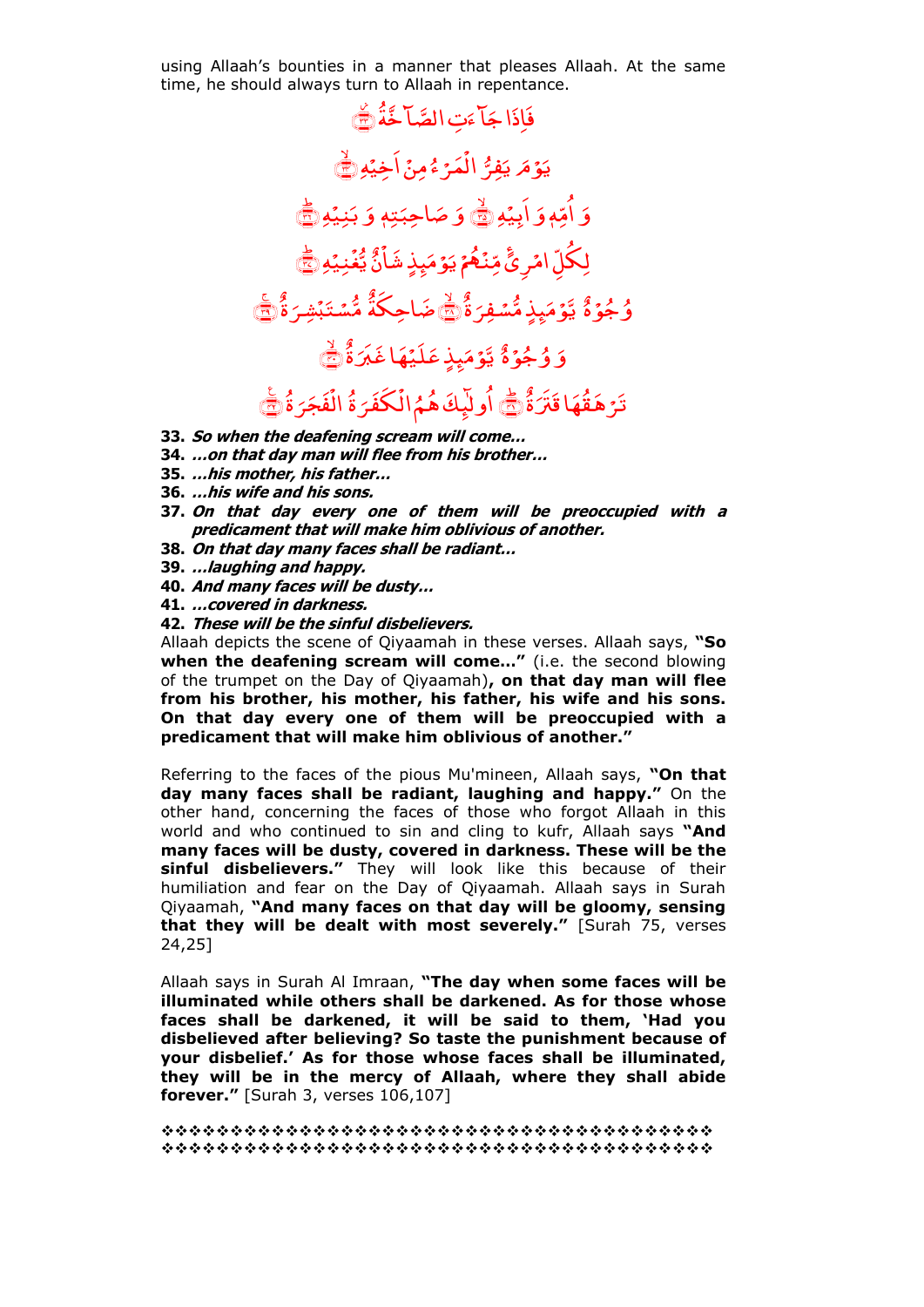using Allaah's bounties in a manner that pleases Allaah. At the same time, he should always turn to Allaah in repentance.

فَإِذَا جَآءَتِ الصَّآخَّةُ ﴿٣٣﴾

يَوْمَ يَفِرُّ الْمَرْءُ مِنْ أَخِيهِ ﴿٣٤﴾

وَ أُمِّهِ وَ أَبِيهِ ﴿٣٥﴾ وَ صَاحِبَتِهِ وَ بَنِيهِ ﴿٣٦﴾

لِكُلِّ امْرِئٍ مِّنْهُمْ يَوْمَئِذٍ شَأْنٌ يُغْنِيهِ ﴿٣٧﴾

وُجُوهٌ يَّوْمَئِذٍ مُّسْفِرَةٌ ﴿٣٨﴾ ضَاحِكَةٌ مُّسْتَبْشِرَةٌ ﴿٣٩﴾

وَ وُجُوهٌ يَّوْمَئِذٍ عَلَيْهَا غَبَرَةٌ ﴿٤٠﴾

تَرْهَقُهَا قَتَرَةٌ ﴿٤١﴾ أُولَٰئِكَ هُمُ الْكَفَرَةُ الْفَجَرَةُ ﴿٤٢﴾

33. ***So when the deafening scream will come…***
34. ***…on that day man will flee from his brother…***
35. ***…his mother, his father…***
36. ***…his wife and his sons.***
37. ***On that day every one of them will be preoccupied with a predicament that will make him oblivious of another.***
38. ***On that day many faces shall be radiant…***
39. ***…laughing and happy.***
40. ***And many faces will be dusty…***
41. ***…covered in darkness.***
42. ***These will be the sinful disbelievers.***

Allaah depicts the scene of Qiyaamah in these verses. Allaah says, **"So when the deafening scream will come…"** (i.e. the second blowing of the trumpet on the Day of Qiyaamah)**, on that day man will flee from his brother, his mother, his father, his wife and his sons. On that day every one of them will be preoccupied with a predicament that will make him oblivious of another."**

Referring to the faces of the pious Mu'mineen, Allaah says, **"On that day many faces shall be radiant, laughing and happy."** On the other hand, concerning the faces of those who forgot Allaah in this world and who continued to sin and cling to kufr, Allaah says **"And many faces will be dusty, covered in darkness. These will be the sinful disbelievers."** They will look like this because of their humiliation and fear on the Day of Qiyaamah. Allaah says in Surah Qiyaamah, **"And many faces on that day will be gloomy, sensing that they will be dealt with most severely."** [Surah 75, verses 24,25]

Allaah says in Surah Al Imraan, **"The day when some faces will be illuminated while others shall be darkened. As for those whose faces shall be darkened, it will be said to them, 'Had you disbelieved after believing? So taste the punishment because of your disbelief.' As for those whose faces shall be illuminated, they will be in the mercy of Allaah, where they shall abide forever."** [Surah 3, verses 106,107]

❖❖❖❖❖❖❖❖❖❖❖❖❖❖❖❖❖❖❖❖❖❖❖❖❖❖❖❖❖❖❖❖❖❖❖❖❖❖❖❖
❖❖❖❖❖❖❖❖❖❖❖❖❖❖❖❖❖❖❖❖❖❖❖❖❖❖❖❖❖❖❖❖❖❖❖❖❖❖❖❖